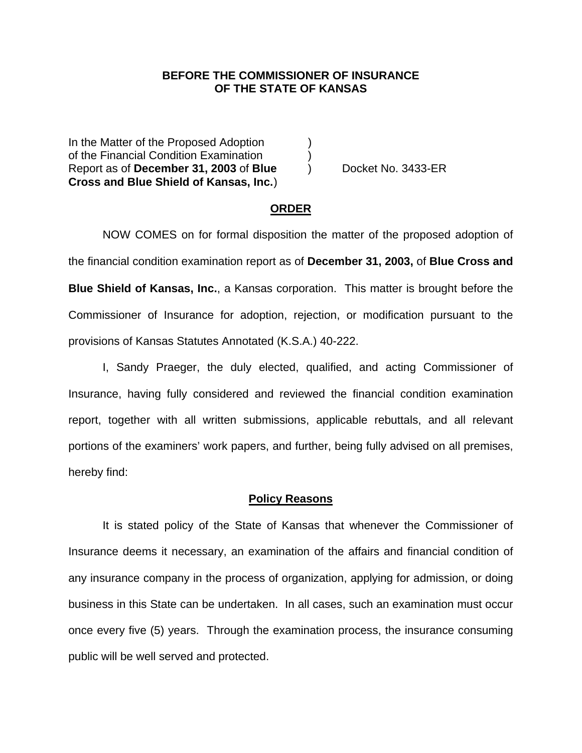**BEFORE THE COMMISSIONER OF INSURANCE**
**OF THE STATE OF KANSAS**

In the Matter of the Proposed Adoption )
of the Financial Condition Examination )
Report as of **December 31, 2003** of **Blue** ) Docket No. 3433-ER
**Cross and Blue Shield of Kansas, Inc.**)

## ORDER

NOW COMES on for formal disposition the matter of the proposed adoption of the financial condition examination report as of **December 31, 2003,** of **Blue Cross and Blue Shield of Kansas, Inc.**, a Kansas corporation. This matter is brought before the Commissioner of Insurance for adoption, rejection, or modification pursuant to the provisions of Kansas Statutes Annotated (K.S.A.) 40-222.

I, Sandy Praeger, the duly elected, qualified, and acting Commissioner of Insurance, having fully considered and reviewed the financial condition examination report, together with all written submissions, applicable rebuttals, and all relevant portions of the examiners' work papers, and further, being fully advised on all premises, hereby find:

## Policy Reasons

It is stated policy of the State of Kansas that whenever the Commissioner of Insurance deems it necessary, an examination of the affairs and financial condition of any insurance company in the process of organization, applying for admission, or doing business in this State can be undertaken. In all cases, such an examination must occur once every five (5) years. Through the examination process, the insurance consuming public will be well served and protected.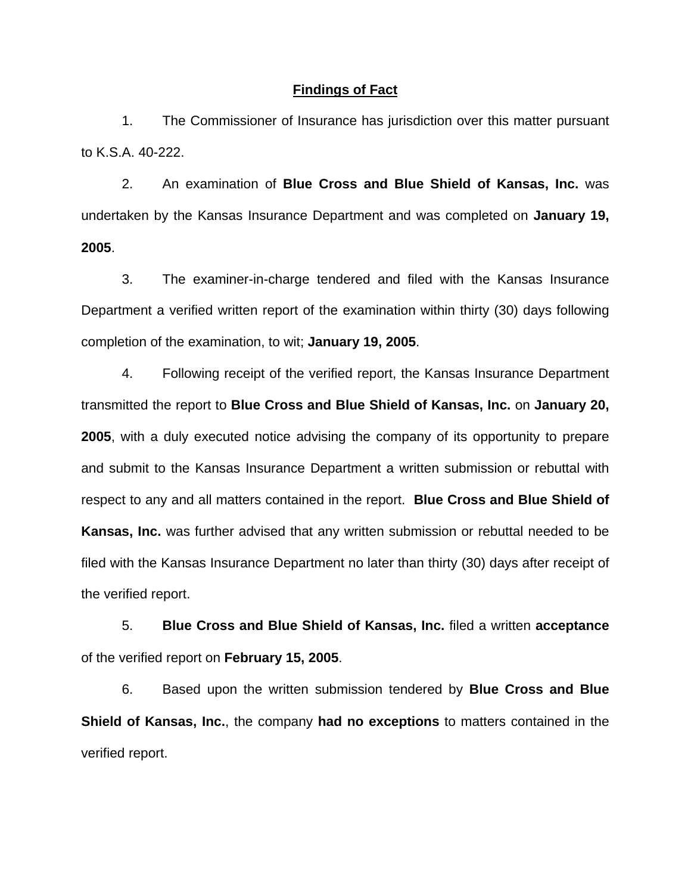**Findings of Fact**

1. The Commissioner of Insurance has jurisdiction over this matter pursuant to K.S.A. 40-222.

2. An examination of **Blue Cross and Blue Shield of Kansas, Inc.** was undertaken by the Kansas Insurance Department and was completed on **January 19, 2005**.

3. The examiner-in-charge tendered and filed with the Kansas Insurance Department a verified written report of the examination within thirty (30) days following completion of the examination, to wit; **January 19, 2005**.

4. Following receipt of the verified report, the Kansas Insurance Department transmitted the report to **Blue Cross and Blue Shield of Kansas, Inc.** on **January 20, 2005**, with a duly executed notice advising the company of its opportunity to prepare and submit to the Kansas Insurance Department a written submission or rebuttal with respect to any and all matters contained in the report. **Blue Cross and Blue Shield of Kansas, Inc.** was further advised that any written submission or rebuttal needed to be filed with the Kansas Insurance Department no later than thirty (30) days after receipt of the verified report.

5. **Blue Cross and Blue Shield of Kansas, Inc.** filed a written **acceptance** of the verified report on **February 15, 2005**.

6. Based upon the written submission tendered by **Blue Cross and Blue Shield of Kansas, Inc.**, the company **had no exceptions** to matters contained in the verified report.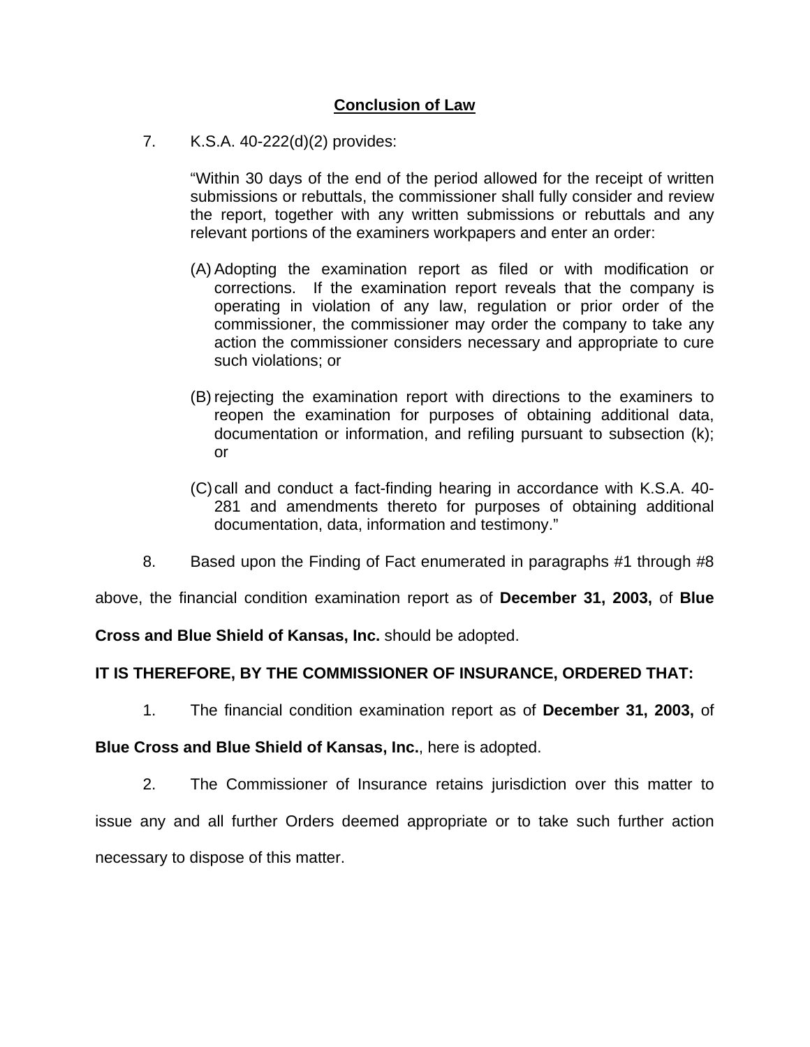## Conclusion of Law

7. K.S.A. 40-222(d)(2) provides:

   "Within 30 days of the end of the period allowed for the receipt of written submissions or rebuttals, the commissioner shall fully consider and review the report, together with any written submissions or rebuttals and any relevant portions of the examiners workpapers and enter an order:

   (A) Adopting the examination report as filed or with modification or corrections. If the examination report reveals that the company is operating in violation of any law, regulation or prior order of the commissioner, the commissioner may order the company to take any action the commissioner considers necessary and appropriate to cure such violations; or

   (B) rejecting the examination report with directions to the examiners to reopen the examination for purposes of obtaining additional data, documentation or information, and refiling pursuant to subsection (k); or

   (C) call and conduct a fact-finding hearing in accordance with K.S.A. 40-281 and amendments thereto for purposes of obtaining additional documentation, data, information and testimony."

8. Based upon the Finding of Fact enumerated in paragraphs #1 through #8 above, the financial condition examination report as of **December 31, 2003,** of **Blue Cross and Blue Shield of Kansas, Inc.** should be adopted.

**IT IS THEREFORE, BY THE COMMISSIONER OF INSURANCE, ORDERED THAT:**

1. The financial condition examination report as of **December 31, 2003,** of **Blue Cross and Blue Shield of Kansas, Inc.**, here is adopted.

2. The Commissioner of Insurance retains jurisdiction over this matter to issue any and all further Orders deemed appropriate or to take such further action necessary to dispose of this matter.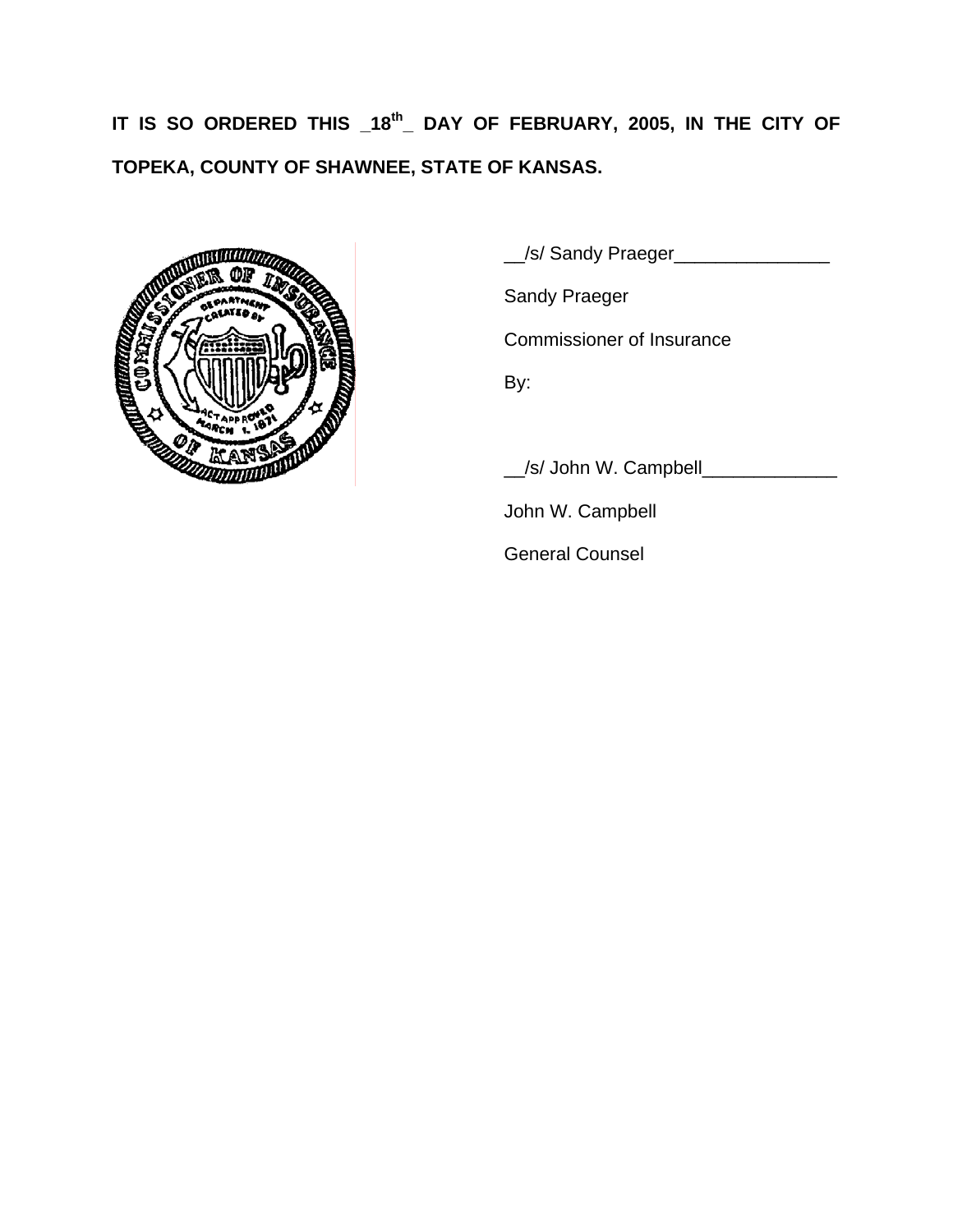**IT IS SO ORDERED THIS _18th_ DAY OF FEBRUARY, 2005, IN THE CITY OF TOPEKA, COUNTY OF SHAWNEE, STATE OF KANSAS.**

__/s/ Sandy Praeger_______________

Sandy Praeger

Commissioner of Insurance

By:

__/s/ John W. Campbell_____________

John W. Campbell

General Counsel